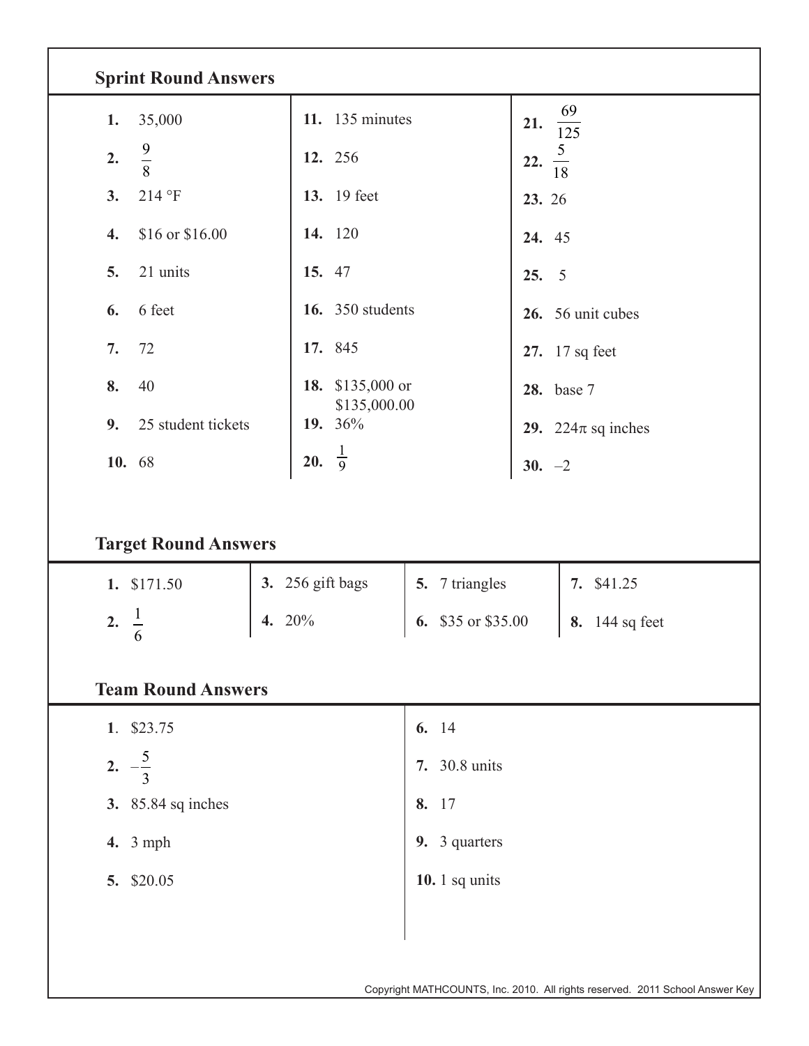## Sprint Round Answers

1. 35,000
2. $\frac{9}{8}$
3. 214 °F
4. \$16 or \$16.00
5. 21 units
6. 6 feet
7. 72
8. 40
9. 25 student tickets
10. 68
11. 135 minutes
12. 256
13. 19 feet
14. 120
15. 47
16. 350 students
17. 845
18. \$135,000 or \$135,000.00
19. 36%
20. $\frac{1}{9}$
21. $\frac{69}{125}$
22. $\frac{5}{18}$
23. 26
24. 45
25. 5
26. 56 unit cubes
27. 17 sq feet
28. base 7
29. $224\pi$ sq inches
30. –2

## Target Round Answers

1. \$171.50
2. $\frac{1}{6}$
3. 256 gift bags
4. 20%
5. 7 triangles
6. \$35 or \$35.00
7. \$41.25
8. 144 sq feet

## Team Round Answers

1. \$23.75
2. $-\frac{5}{3}$
3. 85.84 sq inches
4. 3 mph
5. \$20.05
6. 14
7. 30.8 units
8. 17
9. 3 quarters
10. 1 sq units

Copyright MATHCOUNTS, Inc. 2010. All rights reserved. 2011 School Answer Key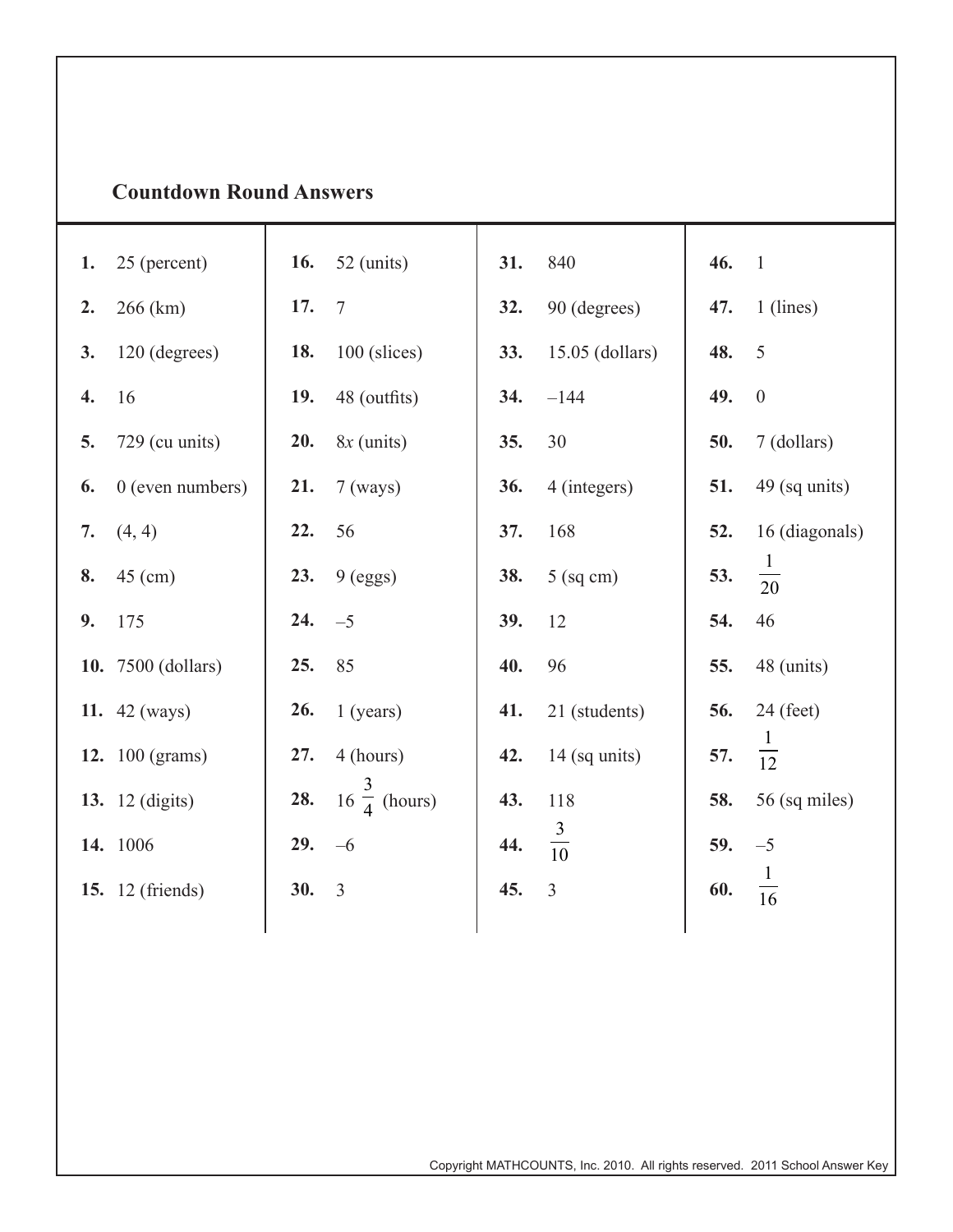## Countdown Round Answers

| | | | |
|---|---|---|---|
| **1.** 25 (percent) | **16.** 52 (units) | **31.** 840 | **46.** 1 |
| **2.** 266 (km) | **17.** 7 | **32.** 90 (degrees) | **47.** 1 (lines) |
| **3.** 120 (degrees) | **18.** 100 (slices) | **33.** 15.05 (dollars) | **48.** 5 |
| **4.** 16 | **19.** 48 (outfits) | **34.** –144 | **49.** 0 |
| **5.** 729 (cu units) | **20.** $8x$ (units) | **35.** 30 | **50.** 7 (dollars) |
| **6.** 0 (even numbers) | **21.** 7 (ways) | **36.** 4 (integers) | **51.** 49 (sq units) |
| **7.** (4, 4) | **22.** 56 | **37.** 168 | **52.** 16 (diagonals) |
| **8.** 45 (cm) | **23.** 9 (eggs) | **38.** 5 (sq cm) | **53.** $\frac{1}{20}$ |
| **9.** 175 | **24.** –5 | **39.** 12 | **54.** 46 |
| **10.** 7500 (dollars) | **25.** 85 | **40.** 96 | **55.** 48 (units) |
| **11.** 42 (ways) | **26.** 1 (years) | **41.** 21 (students) | **56.** 24 (feet) |
| **12.** 100 (grams) | **27.** 4 (hours) | **42.** 14 (sq units) | **57.** $\frac{1}{12}$ |
| **13.** 12 (digits) | **28.** $16\frac{3}{4}$ (hours) | **43.** 118 | **58.** 56 (sq miles) |
| **14.** 1006 | **29.** –6 | **44.** $\frac{3}{10}$ | **59.** –5 |
| **15.** 12 (friends) | **30.** 3 | **45.** 3 | **60.** $\frac{1}{16}$ |

Copyright MATHCOUNTS, Inc. 2010. All rights reserved. 2011 School Answer Key